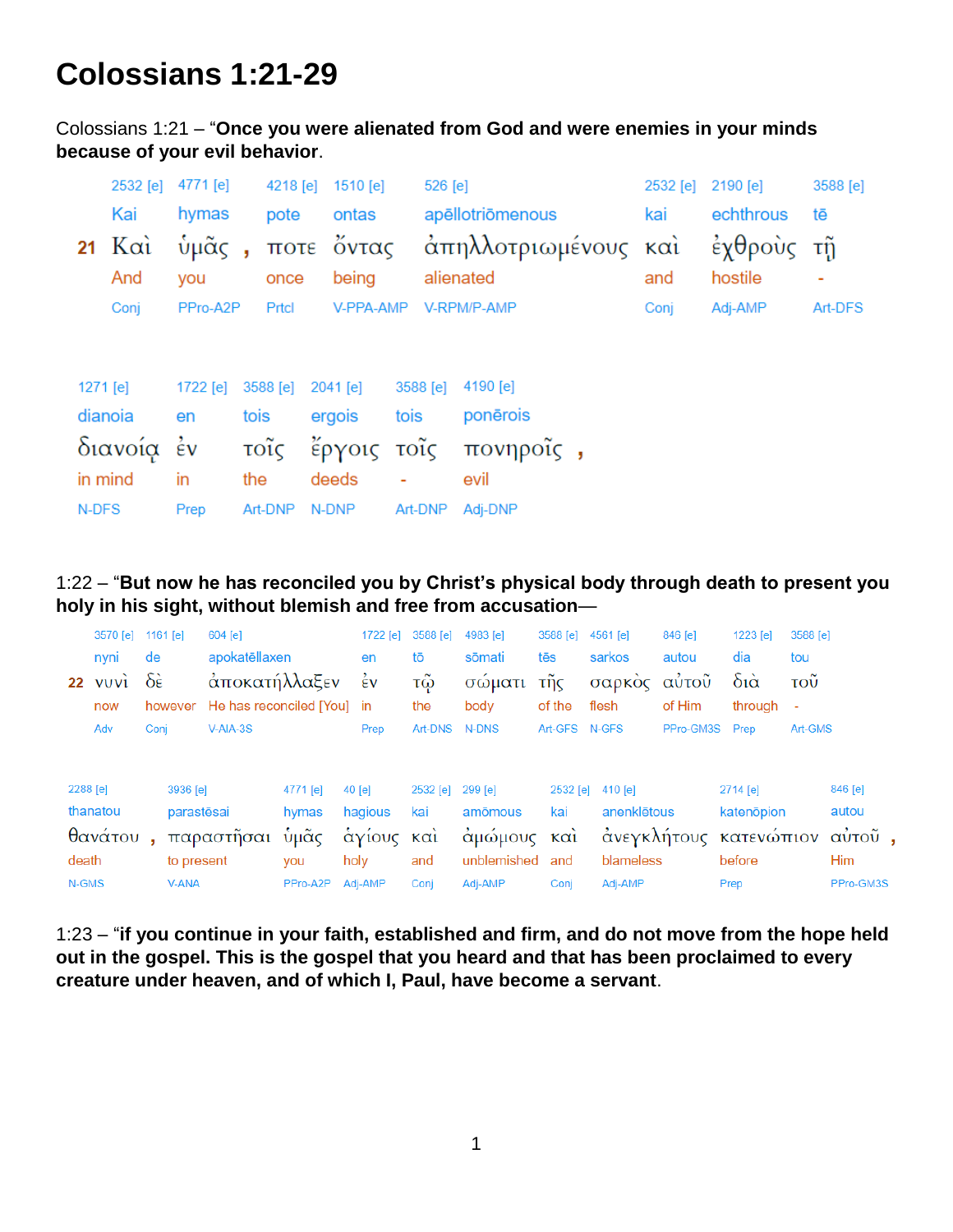# Colossians 1:21-29

Colossians 1:21 – “**Once you were alienated from God and were enemies in your minds because of your evil behavior**.

| | 2532 [e] | 4771 [e] | | 4218 [e] | 1510 [e] | 526 [e] | 2532 [e] | 2190 [e] | 3588 [e] |
|---|---|---|---|---|---|---|---|---|---|
| | Kai | hymas | | pote | ontas | apēllotriōmenous | kai | echthrous | tē |
| **21** | Καὶ | ὑμᾶς | , | ποτε | ὄντας | ἀπηλλοτριωμένους | καὶ | ἐχθροὺς | τῇ |
| | And | you | | once | being | alienated | and | hostile | - |
| | Conj | PPro-A2P | | Prtcl | V-PPA-AMP | V-RPM/P-AMP | Conj | Adj-AMP | Art-DFS |

| 1271 [e] | 1722 [e] | 3588 [e] | 2041 [e] | 3588 [e] | 4190 [e] | |
|---|---|---|---|---|---|---|
| dianoia | en | tois | ergois | tois | ponērois | |
| διανοίᾳ | ἐν | τοῖς | ἔργοις | τοῖς | πονηροῖς | , |
| in mind | in | the | deeds | - | evil | |
| N-DFS | Prep | Art-DNP | N-DNP | Art-DNP | Adj-DNP | |

1:22 – “**But now he has reconciled you by Christ’s physical body through death to present you holy in his sight, without blemish and free from accusation**—

| | 3570 [e] | 1161 [e] | 604 [e] | 1722 [e] | 3588 [e] | 4983 [e] | 3588 [e] | 4561 [e] | 846 [e] | 1223 [e] | 3588 [e] |
|---|---|---|---|---|---|---|---|---|---|---|---|
| | nyni | de | apokatēllaxen | en | tō | sōmati | tēs | sarkos | autou | dia | tou |
| **22** | νυνὶ | δὲ | ἀποκατήλλαξεν | ἐν | τῷ | σώματι | τῆς | σαρκὸς | αὐτοῦ | διὰ | τοῦ |
| | now | however | He has reconciled [You] | in | the | body | of the | flesh | of Him | through | - |
| | Adv | Conj | V-AIA-3S | Prep | Art-DNS | N-DNS | Art-GFS | N-GFS | PPro-GM3S | Prep | Art-GMS |

| 2288 [e] | | 3936 [e] | 4771 [e] | 40 [e] | 2532 [e] | 299 [e] | 2532 [e] | 410 [e] | 2714 [e] | 846 [e] | |
|---|---|---|---|---|---|---|---|---|---|---|---|
| thanatou | | parastēsai | hymas | hagious | kai | amōmous | kai | anenklētous | katenōpion | autou | |
| θανάτου | , | παραστῆσαι | ὑμᾶς | ἁγίους | καὶ | ἀμώμους | καὶ | ἀνεγκλήτους | κατενώπιον | αὐτοῦ | , |
| death | | to present | you | holy | and | unblemished | and | blameless | before | Him | |
| N-GMS | | V-ANA | PPro-A2P | Adj-AMP | Conj | Adj-AMP | Conj | Adj-AMP | Prep | PPro-GM3S | |

1:23 – “**if you continue in your faith, established and firm, and do not move from the hope held out in the gospel. This is the gospel that you heard and that has been proclaimed to every creature under heaven, and of which I, Paul, have become a servant**.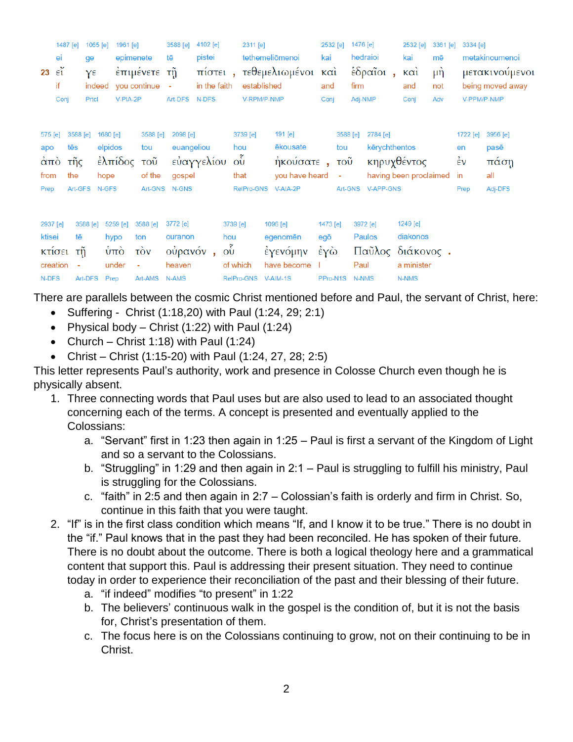| | 1487 [e] | 1065 [e] | 1961 [e] | 3588 [e] | 4102 [e] | 2311 [e] | 2532 [e] | 1476 [e] | 2532 [e] | 3361 [e] | 3334 [e] |
|---|---|---|---|---|---|---|---|---|---|---|---|
| | ei | ge | epimenete | tē | pistei | tethemeliōmenoi | kai | hedraioi | kai | mē | metakinoumenoi |
| 23 | εἴ | γε | ἐπιμένετε | τῇ | πίστει , | τεθεμελιωμένοι | καὶ | ἑδραῖοι , | καὶ | μὴ | μετακινούμενοι |
| | if | indeed | you continue | - | in the faith | established | and | firm | and | not | being moved away |
| | Conj | Prtcl | V-PIA-2P | Art-DFS | N-DFS | V-RPM/P-NMP | Conj | Adj-NMP | Conj | Adv | V-PPM/P-NMP |

| 575 [e] | 3588 [e] | 1680 [e] | 3588 [e] | 2098 [e] | 3739 [e] | 191 [e] | 3588 [e] | 2784 [e] | 1722 [e] | 3956 [e] |
|---|---|---|---|---|---|---|---|---|---|---|
| apo | tēs | elpidos | tou | euangeliou | hou | ēkousate | tou | kērychthentos | en | pasē |
| ἀπὸ | τῆς | ἐλπίδος | τοῦ | εὐαγγελίου | οὗ | ἠκούσατε , | τοῦ | κηρυχθέντος | ἐν | πάσῃ |
| from | the | hope | of the | gospel | that | you have heard | - | having been proclaimed | in | all |
| Prep | Art-GFS | N-GFS | Art-GNS | N-GNS | RelPro-GNS | V-AIA-2P | Art-GNS | V-APP-GNS | Prep | Adj-DFS |

| 2937 [e] | 3588 [e] | 5259 [e] | 3588 [e] | 3772 [e] | 3739 [e] | 1096 [e] | 1473 [e] | 3972 [e] | 1249 [e] |
|---|---|---|---|---|---|---|---|---|---|
| ktisei | tē | hypo | ton | ouranon | hou | egenomēn | egō | Paulos | diakonos |
| κτίσει | τῇ | ὑπὸ | τὸν | οὐρανόν , | οὗ | ἐγενόμην | ἐγὼ | Παῦλος | διάκονος . |
| creation | - | under | - | heaven | of which | have become | I | Paul | a minister |
| N-DFS | Art-DFS | Prep | Art-AMS | N-AMS | RelPro-GNS | V-AIM-1S | PPro-N1S | N-NMS | N-NMS |

There are parallels between the cosmic Christ mentioned before and Paul, the servant of Christ, here:

- Suffering - Christ (1:18,20) with Paul (1:24, 29; 2:1)
- Physical body – Christ (1:22) with Paul (1:24)
- Church – Christ 1:18) with Paul (1:24)
- Christ – Christ (1:15-20) with Paul (1:24, 27, 28; 2:5)

This letter represents Paul's authority, work and presence in Colosse Church even though he is physically absent.

1. Three connecting words that Paul uses but are also used to lead to an associated thought concerning each of the terms. A concept is presented and eventually applied to the Colossians:
   a. "Servant" first in 1:23 then again in 1:25 – Paul is first a servant of the Kingdom of Light and so a servant to the Colossians.
   b. "Struggling" in 1:29 and then again in 2:1 – Paul is struggling to fulfill his ministry, Paul is struggling for the Colossians.
   c. "faith" in 2:5 and then again in 2:7 – Colossian's faith is orderly and firm in Christ. So, continue in this faith that you were taught.
2. "If" is in the first class condition which means "If, and I know it to be true." There is no doubt in the "if." Paul knows that in the past they had been reconciled. He has spoken of their future. There is no doubt about the outcome. There is both a logical theology here and a grammatical content that support this. Paul is addressing their present situation. They need to continue today in order to experience their reconciliation of the past and their blessing of their future.
   a. "if indeed" modifies "to present" in 1:22
   b. The believers' continuous walk in the gospel is the condition of, but it is not the basis for, Christ's presentation of them.
   c. The focus here is on the Colossians continuing to grow, not on their continuing to be in Christ.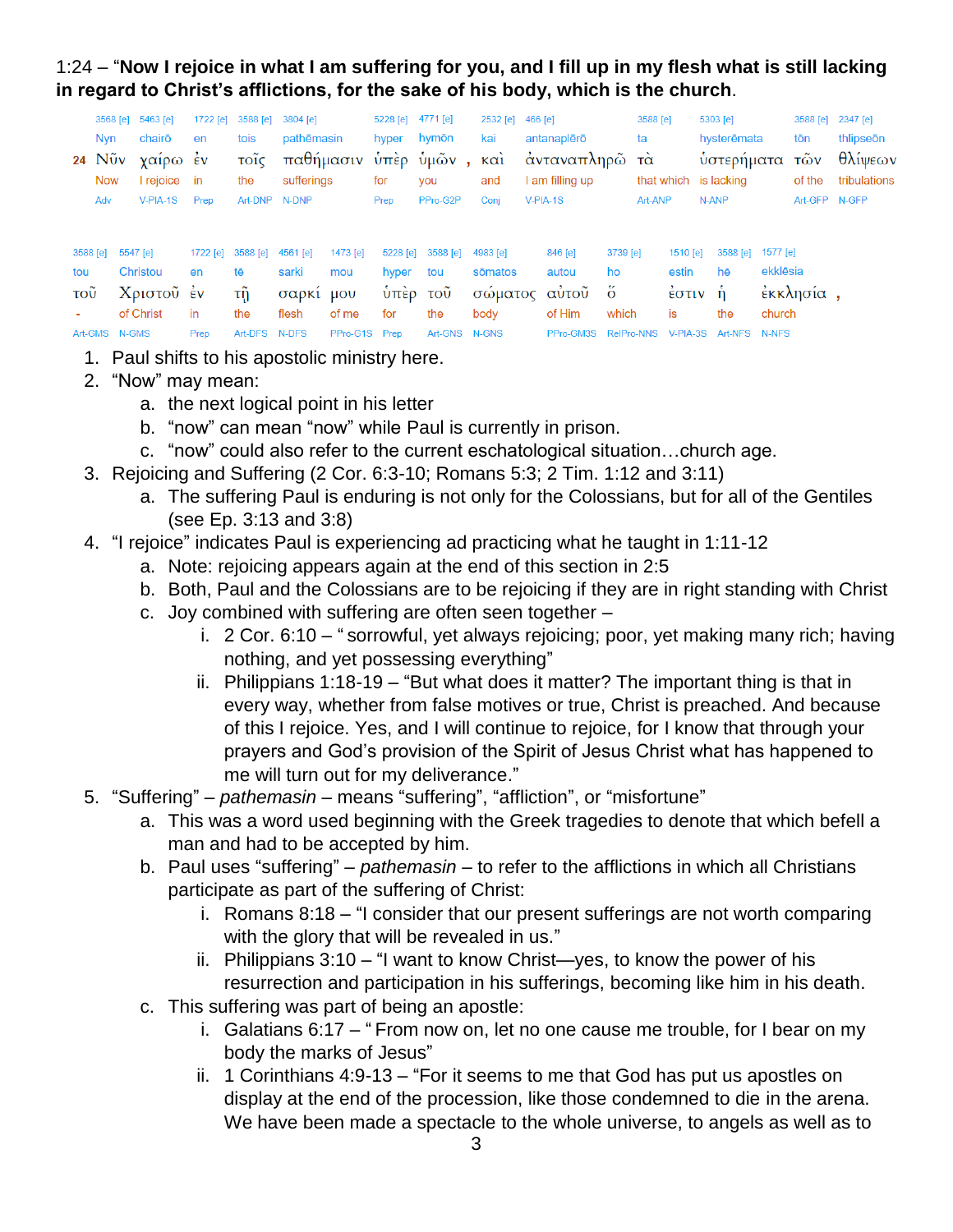1:24 – "**Now I rejoice in what I am suffering for you, and I fill up in my flesh what is still lacking in regard to Christ's afflictions, for the sake of his body, which is the church**.

| 3568 [e] | 5463 [e] | 1722 [e] | 3588 [e] | 3804 [e] | 5228 [e] | 4771 [e] | 2532 [e] | 466 [e] | 3588 [e] | 5303 [e] | 3588 [e] | 2347 [e] |
|---|---|---|---|---|---|---|---|---|---|---|---|---|
| Nyn | chairō | en | tois | pathēmasin | hyper | hymōn | kai | antanaplērō | ta | hysterēmata | tōn | thlipseōn |
| 24 Νῦν | χαίρω | ἐν | τοῖς | παθήμασιν | ὑπὲρ | ὑμῶν , | καὶ | ἀνταναπληρῶ | τὰ | ὑστερήματα | τῶν | θλίψεων |
| Now | I rejoice | in | the | sufferings | for | you | and | I am filling up | that which | is lacking | of the | tribulations |
| Adv | V-PIA-1S | Prep | Art-DNP | N-DNP | Prep | PPro-G2P | Conj | V-PIA-1S | Art-ANP | N-ANP | Art-GFP | N-GFP |

| 3588 [e] | 5547 [e] | 1722 [e] | 3588 [e] | 4561 [e] | 1473 [e] | 5228 [e] | 3588 [e] | 4983 [e] | 846 [e] | 3739 [e] | 1510 [e] | 3588 [e] | 1577 [e] |
|---|---|---|---|---|---|---|---|---|---|---|---|---|---|
| tou | Christou | en | tē | sarki | mou | hyper | tou | sōmatos | autou | ho | estin | hē | ekklēsia |
| τοῦ | Χριστοῦ | ἐν | τῇ | σαρκί | μου | ὑπὲρ | τοῦ | σώματος | αὐτοῦ | ὅ | ἐστιν | ἡ | ἐκκλησία , |
| - | of Christ | in | the | flesh | of me | for | the | body | of Him | which | is | the | church |
| Art-GMS | N-GMS | Prep | Art-DFS | N-DFS | PPro-G1S | Prep | Art-GNS | N-GNS | PPro-GM3S | RelPro-NNS | V-PIA-3S | Art-NFS | N-NFS |

1. Paul shifts to his apostolic ministry here.
2. "Now" may mean:
   a. the next logical point in his letter
   b. "now" can mean "now" while Paul is currently in prison.
   c. "now" could also refer to the current eschatological situation…church age.
3. Rejoicing and Suffering (2 Cor. 6:3-10; Romans 5:3; 2 Tim. 1:12 and 3:11)
   a. The suffering Paul is enduring is not only for the Colossians, but for all of the Gentiles (see Ep. 3:13 and 3:8)
4. "I rejoice" indicates Paul is experiencing ad practicing what he taught in 1:11-12
   a. Note: rejoicing appears again at the end of this section in 2:5
   b. Both, Paul and the Colossians are to be rejoicing if they are in right standing with Christ
   c. Joy combined with suffering are often seen together –
      i. 2 Cor. 6:10 – " sorrowful, yet always rejoicing; poor, yet making many rich; having nothing, and yet possessing everything"
      ii. Philippians 1:18-19 – "But what does it matter? The important thing is that in every way, whether from false motives or true, Christ is preached. And because of this I rejoice. Yes, and I will continue to rejoice, for I know that through your prayers and God's provision of the Spirit of Jesus Christ what has happened to me will turn out for my deliverance."
5. "Suffering" – *pathemasin* – means "suffering", "affliction", or "misfortune"
   a. This was a word used beginning with the Greek tragedies to denote that which befell a man and had to be accepted by him.
   b. Paul uses "suffering" – *pathemasin* – to refer to the afflictions in which all Christians participate as part of the suffering of Christ:
      i. Romans 8:18 – "I consider that our present sufferings are not worth comparing with the glory that will be revealed in us."
      ii. Philippians 3:10 – "I want to know Christ—yes, to know the power of his resurrection and participation in his sufferings, becoming like him in his death.
   c. This suffering was part of being an apostle:
      i. Galatians 6:17 – " From now on, let no one cause me trouble, for I bear on my body the marks of Jesus"
      ii. 1 Corinthians 4:9-13 – "For it seems to me that God has put us apostles on display at the end of the procession, like those condemned to die in the arena. We have been made a spectacle to the whole universe, to angels as well as to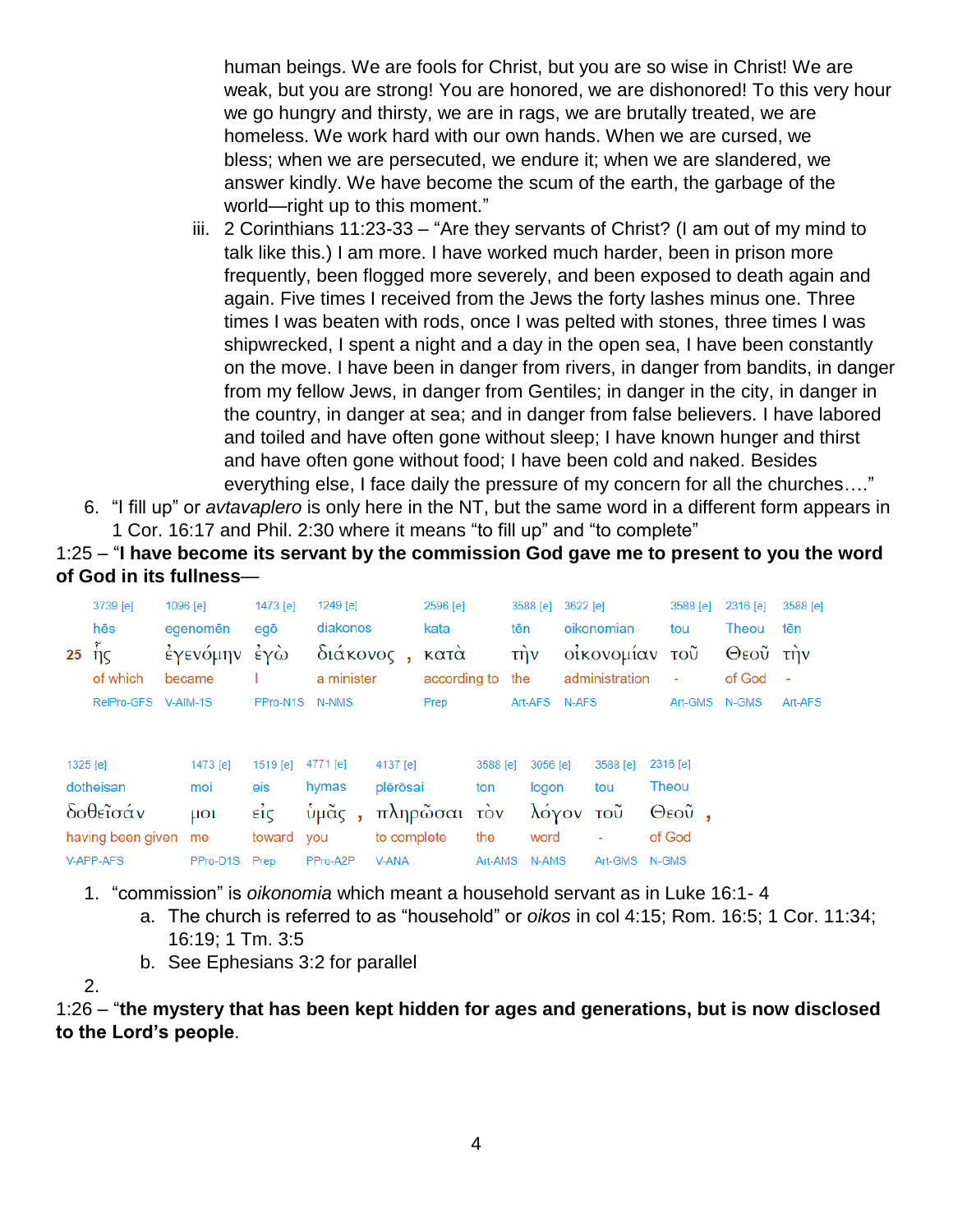human beings. We are fools for Christ, but you are so wise in Christ! We are weak, but you are strong! You are honored, we are dishonored! To this very hour we go hungry and thirsty, we are in rags, we are brutally treated, we are homeless. We work hard with our own hands. When we are cursed, we bless; when we are persecuted, we endure it; when we are slandered, we answer kindly. We have become the scum of the earth, the garbage of the world—right up to this moment."

iii. 2 Corinthians 11:23-33 – "Are they servants of Christ? (I am out of my mind to talk like this.) I am more. I have worked much harder, been in prison more frequently, been flogged more severely, and been exposed to death again and again. Five times I received from the Jews the forty lashes minus one. Three times I was beaten with rods, once I was pelted with stones, three times I was shipwrecked, I spent a night and a day in the open sea, I have been constantly on the move. I have been in danger from rivers, in danger from bandits, in danger from my fellow Jews, in danger from Gentiles; in danger in the city, in danger in the country, in danger at sea; and in danger from false believers. I have labored and toiled and have often gone without sleep; I have known hunger and thirst and have often gone without food; I have been cold and naked. Besides everything else, I face daily the pressure of my concern for all the churches…."

6. "I fill up" or *avtavaplero* is only here in the NT, but the same word in a different form appears in 1 Cor. 16:17 and Phil. 2:30 where it means "to fill up" and "to complete"

1:25 – "**I have become its servant by the commission God gave me to present to you the word of God in its fullness**—

| | 3739 [e] | 1096 [e] | 1473 [e] | 1249 [e] | 2596 [e] | 3588 [e] | 3622 [e] | 3588 [e] | 2316 [e] | 3588 [e] |
|---|---|---|---|---|---|---|---|---|---|---|
| | hēs | egenomēn | egō | diakonos | kata | tēn | oikonomian | tou | Theou | tēn |
| 25 | ἧς | ἐγενόμην | ἐγὼ | διάκονος , | κατὰ | τὴν | οἰκονομίαν | τοῦ | Θεοῦ | τὴν |
| | of which | became | I | a minister | according to | the | administration | - | of God | - |
| | RelPro-GFS | V-AIM-1S | PPro-N1S | N-NMS | Prep | Art-AFS | N-AFS | Art-GMS | N-GMS | Art-AFS |

| 1325 [e] | 1473 [e] | 1519 [e] | 4771 [e] | 4137 [e] | 3588 [e] | 3056 [e] | 3588 [e] | 2316 [e] |
|---|---|---|---|---|---|---|---|---|
| dotheisan | moi | eis | hymas | plērōsai | ton | logon | tou | Theou |
| δοθεῖσάν | μοι | εἰς | ὑμᾶς , | πληρῶσαι | τὸν | λόγον | τοῦ | Θεοῦ , |
| having been given | me | toward | you | to complete | the | word | - | of God |
| V-APP-AFS | PPro-D1S | Prep | PPro-A2P | V-ANA | Art-AMS | N-AMS | Art-GMS | N-GMS |

1. "commission" is *oikonomia* which meant a household servant as in Luke 16:1- 4
   a. The church is referred to as "household" or *oikos* in col 4:15; Rom. 16:5; 1 Cor. 11:34; 16:19; 1 Tm. 3:5
   b. See Ephesians 3:2 for parallel
2.

1:26 – "**the mystery that has been kept hidden for ages and generations, but is now disclosed to the Lord's people**.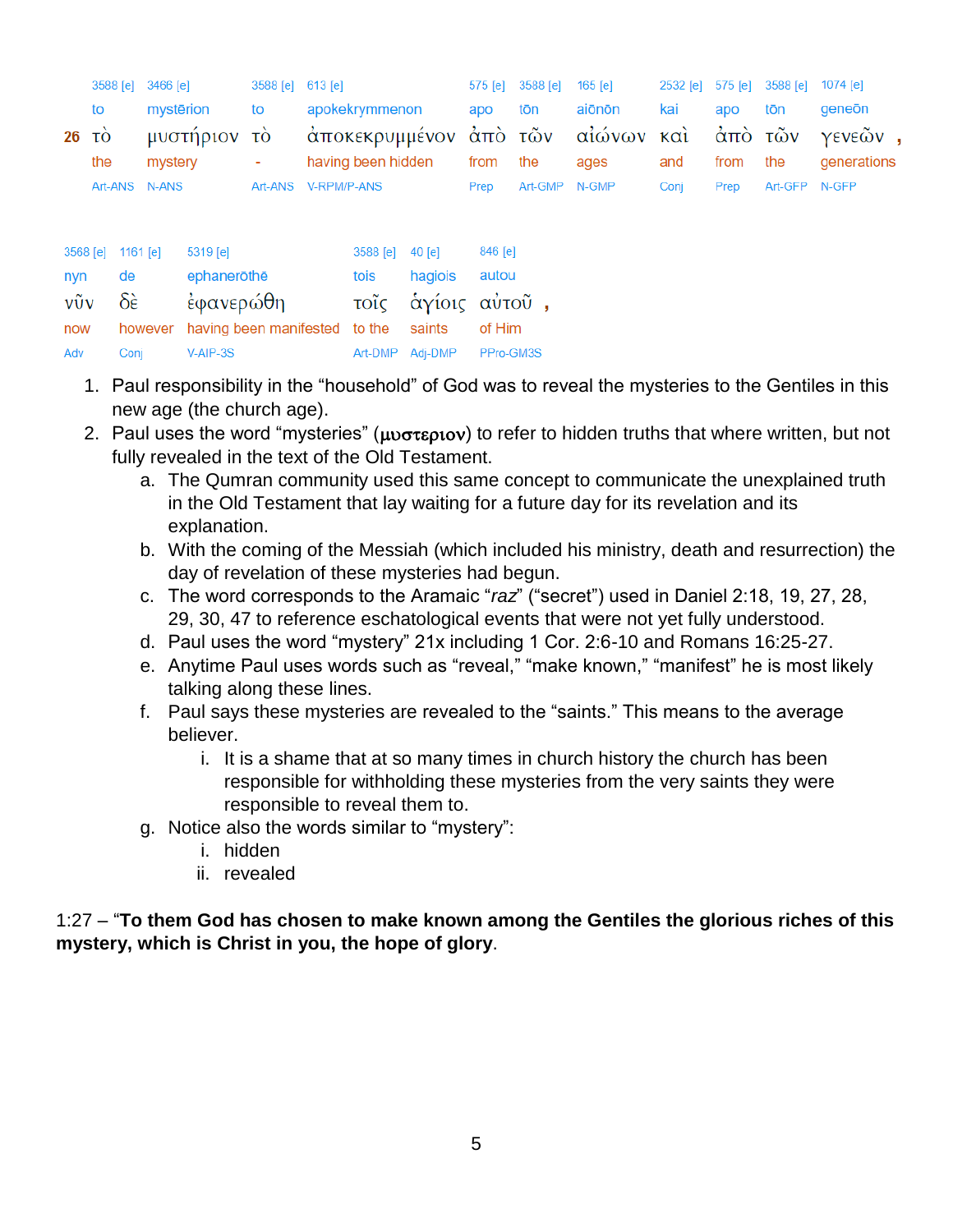| 26 | 3588 [e] | 3466 [e] | 3588 [e] | 613 [e] | 575 [e] | 3588 [e] | 165 [e] | 2532 [e] | 575 [e] | 3588 [e] | 1074 [e] |
|---|---|---|---|---|---|---|---|---|---|---|---|
| | to | mystērion | to | apokekrymmenon | apo | tōn | aiōnōn | kai | apo | tōn | geneōn |
| | τὸ | μυστήριον | τὸ | ἀποκεκρυμμένον | ἀπὸ | τῶν | αἰώνων | καὶ | ἀπὸ | τῶν | γενεῶν , |
| | the | mystery | - | having been hidden | from | the | ages | and | from | the | generations |
| | Art-ANS | N-ANS | Art-ANS | V-RPM/P-ANS | Prep | Art-GMP | N-GMP | Conj | Prep | Art-GFP | N-GFP |

| 3568 [e] | 1161 [e] | 5319 [e] | 3588 [e] | 40 [e] | 846 [e] |
|---|---|---|---|---|---|
| nyn | de | ephanerōthē | tois | hagiois | autou |
| νῦν | δὲ | ἐφανερώθη | τοῖς | ἁγίοις | αὐτοῦ , |
| now | however | having been manifested | to the | saints | of Him |
| Adv | Conj | V-AIP-3S | Art-DMP | Adj-DMP | PPro-GM3S |

1. Paul responsibility in the "household" of God was to reveal the mysteries to the Gentiles in this new age (the church age).
2. Paul uses the word "mysteries" (μυστεριον) to refer to hidden truths that where written, but not fully revealed in the text of the Old Testament.
    a. The Qumran community used this same concept to communicate the unexplained truth in the Old Testament that lay waiting for a future day for its revelation and its explanation.
    b. With the coming of the Messiah (which included his ministry, death and resurrection) the day of revelation of these mysteries had begun.
    c. The word corresponds to the Aramaic "*raz*" ("secret") used in Daniel 2:18, 19, 27, 28, 29, 30, 47 to reference eschatological events that were not yet fully understood.
    d. Paul uses the word "mystery" 21x including 1 Cor. 2:6-10 and Romans 16:25-27.
    e. Anytime Paul uses words such as "reveal," "make known," "manifest" he is most likely talking along these lines.
    f. Paul says these mysteries are revealed to the "saints." This means to the average believer.
        i. It is a shame that at so many times in church history the church has been responsible for withholding these mysteries from the very saints they were responsible to reveal them to.
    g. Notice also the words similar to "mystery":
        i. hidden
        ii. revealed

1:27 – "**To them God has chosen to make known among the Gentiles the glorious riches of this mystery, which is Christ in you, the hope of glory**.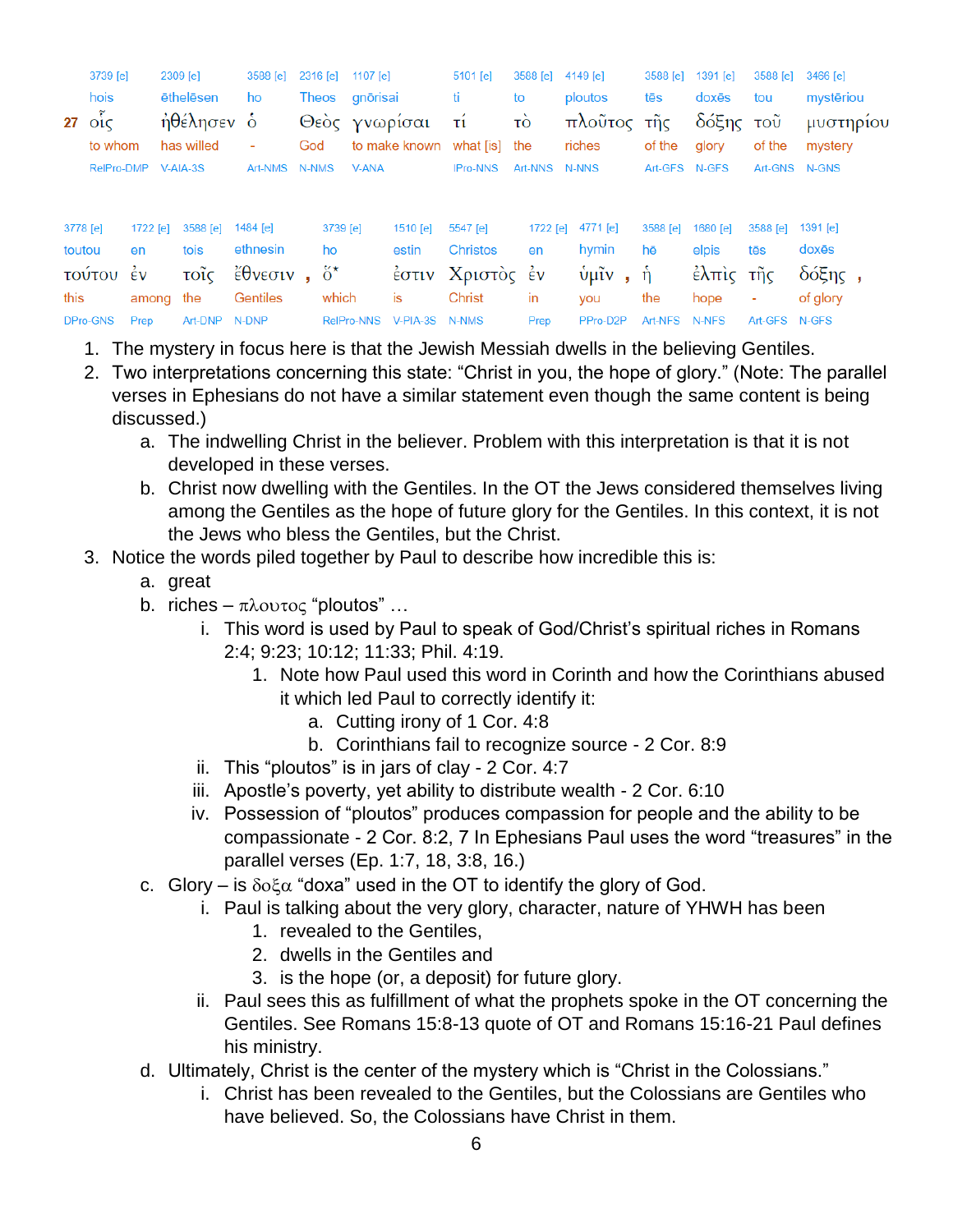| 27 | 3739 [e] | 2309 [e] | 3588 [e] | 2316 [e] | 1107 [e] | 5101 [e] | 3588 [e] | 4149 [e] | 3588 [e] | 1391 [e] | 3588 [e] | 3466 [e] |
|---|---|---|---|---|---|---|---|---|---|---|---|---|
| | hois | ēthelēsen | ho | Theos | gnōrisai | ti | to | ploutos | tēs | doxēs | tou | mystēriou |
| | οἷς | ἠθέλησεν | ὁ | Θεὸς | γνωρίσαι | τί | τὸ | πλοῦτος | τῆς | δόξης | τοῦ | μυστηρίου |
| | to whom | has willed | - | God | to make known | what [is] | the | riches | of the | glory | of the | mystery |
| | RelPro-DMP | V-AIA-3S | Art-NMS | N-NMS | V-ANA | IPro-NNS | Art-NNS | N-NNS | Art-GFS | N-GFS | Art-GNS | N-GNS |

| 3778 [e] | 1722 [e] | 3588 [e] | 1484 [e] | 3739 [e] | 1510 [e] | 5547 [e] | 1722 [e] | 4771 [e] | 3588 [e] | 1680 [e] | 3588 [e] | 1391 [e] |
|---|---|---|---|---|---|---|---|---|---|---|---|---|
| toutou | en | tois | ethnesin | ho | estin | Christos | en | hymin | hē | elpis | tēs | doxēs |
| τούτου | ἐν | τοῖς | ἔθνεσιν , | ὅ* | ἐστιν | Χριστὸς | ἐν | ὑμῖν , | ἡ | ἐλπὶς | τῆς | δόξης , |
| this | among | the | Gentiles | which | is | Christ | in | you | the | hope | - | of glory |
| DPro-GNS | Prep | Art-DNP | N-DNP | RelPro-NNS | V-PIA-3S | N-NMS | Prep | PPro-D2P | Art-NFS | N-NFS | Art-GFS | N-GFS |

1. The mystery in focus here is that the Jewish Messiah dwells in the believing Gentiles.
2. Two interpretations concerning this state: "Christ in you, the hope of glory." (Note: The parallel verses in Ephesians do not have a similar statement even though the same content is being discussed.)
   a. The indwelling Christ in the believer. Problem with this interpretation is that it is not developed in these verses.
   b. Christ now dwelling with the Gentiles. In the OT the Jews considered themselves living among the Gentiles as the hope of future glory for the Gentiles. In this context, it is not the Jews who bless the Gentiles, but the Christ.
3. Notice the words piled together by Paul to describe how incredible this is:
   a. great
   b. riches – πλουτος "ploutos" …
      i. This word is used by Paul to speak of God/Christ's spiritual riches in Romans 2:4; 9:23; 10:12; 11:33; Phil. 4:19.
         1. Note how Paul used this word in Corinth and how the Corinthians abused it which led Paul to correctly identify it:
            a. Cutting irony of 1 Cor. 4:8
            b. Corinthians fail to recognize source - 2 Cor. 8:9
      ii. This "ploutos" is in jars of clay - 2 Cor. 4:7
      iii. Apostle's poverty, yet ability to distribute wealth - 2 Cor. 6:10
      iv. Possession of "ploutos" produces compassion for people and the ability to be compassionate - 2 Cor. 8:2, 7 In Ephesians Paul uses the word "treasures" in the parallel verses (Ep. 1:7, 18, 3:8, 16.)
   c. Glory – is δοξα "doxa" used in the OT to identify the glory of God.
      i. Paul is talking about the very glory, character, nature of YHWH has been
         1. revealed to the Gentiles,
         2. dwells in the Gentiles and
         3. is the hope (or, a deposit) for future glory.
      ii. Paul sees this as fulfillment of what the prophets spoke in the OT concerning the Gentiles. See Romans 15:8-13 quote of OT and Romans 15:16-21 Paul defines his ministry.
   d. Ultimately, Christ is the center of the mystery which is "Christ in the Colossians."
      i. Christ has been revealed to the Gentiles, but the Colossians are Gentiles who have believed. So, the Colossians have Christ in them.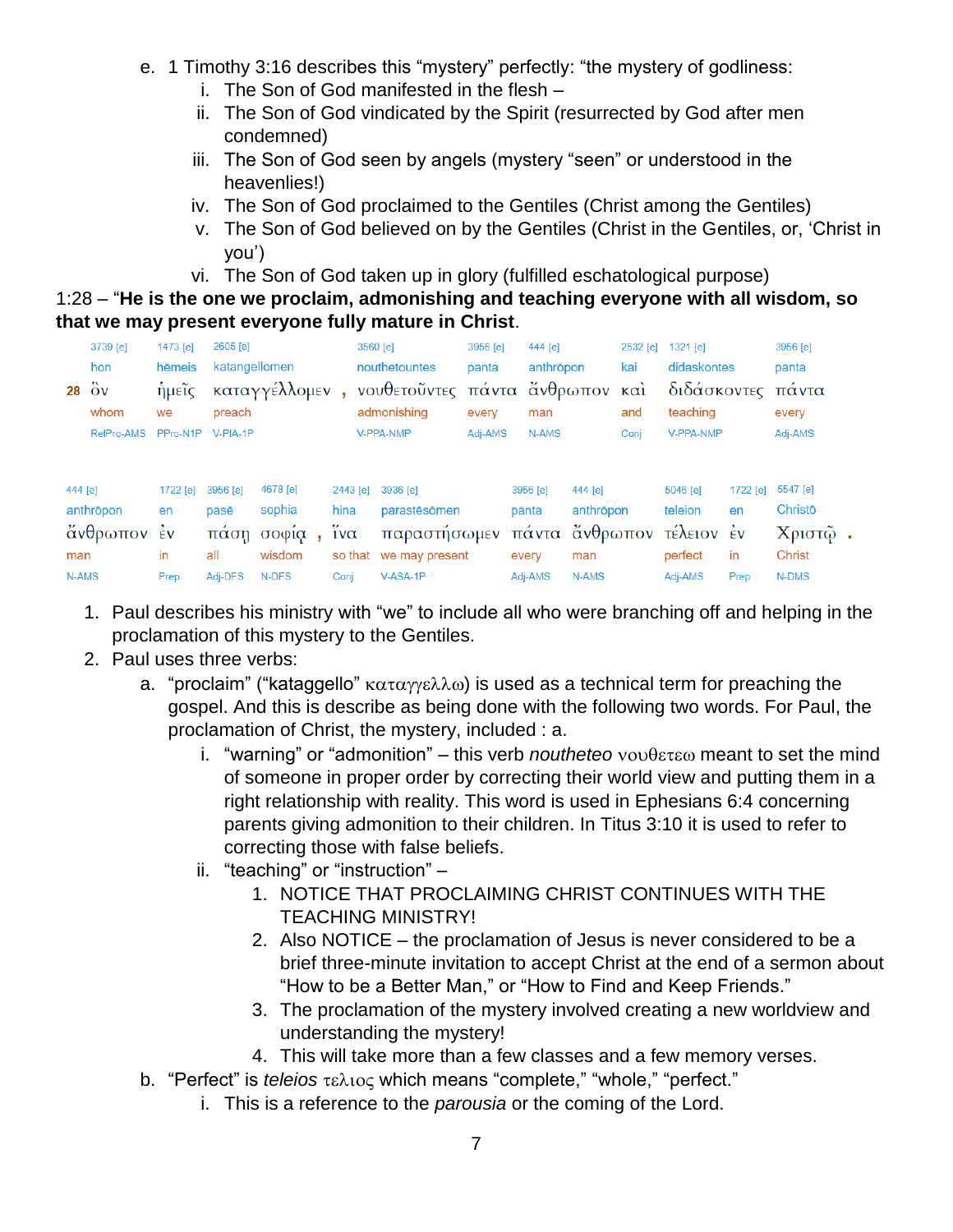e. 1 Timothy 3:16 describes this "mystery" perfectly: "the mystery of godliness:
   i. The Son of God manifested in the flesh –
   ii. The Son of God vindicated by the Spirit (resurrected by God after men condemned)
   iii. The Son of God seen by angels (mystery "seen" or understood in the heavenlies!)
   iv. The Son of God proclaimed to the Gentiles (Christ among the Gentiles)
   v. The Son of God believed on by the Gentiles (Christ in the Gentiles, or, 'Christ in you')
   vi. The Son of God taken up in glory (fulfilled eschatological purpose)

1:28 – "**He is the one we proclaim, admonishing and teaching everyone with all wisdom, so that we may present everyone fully mature in Christ**.

| | 3739 [e] | 1473 [e] | 2605 [e] | | 3560 [e] | 3956 [e] | 444 [e] | 2532 [e] | 1321 [e] | 3956 [e] |
|---|---|---|---|---|---|---|---|---|---|---|
| | hon | hēmeis | katangellomen | | nouthetountes | panta | anthrōpon | kai | didaskontes | panta |
| 28 | ὃν | ἡμεῖς | καταγγέλλομεν | , | νουθετοῦντες | πάντα | ἄνθρωπον | καὶ | διδάσκοντες | πάντα |
| | whom | we | preach | | admonishing | every | man | and | teaching | every |
| | RelPro-AMS | PPro-N1P | V-PIA-1P | | V-PPA-NMP | Adj-AMS | N-AMS | Conj | V-PPA-NMP | Adj-AMS |

| 444 [e] | 1722 [e] | 3956 [e] | 4678 [e] | | 2443 [e] | 3936 [e] | 3956 [e] | 444 [e] | 5046 [e] | 1722 [e] | 5547 [e] | |
|---|---|---|---|---|---|---|---|---|---|---|---|---|
| anthrōpon | en | pasē | sophia | | hina | parastēsōmen | panta | anthrōpon | teleion | en | Christō | |
| ἄνθρωπον | ἐν | πάσῃ | σοφίᾳ | , | ἵνα | παραστήσωμεν | πάντα | ἄνθρωπον | τέλειον | ἐν | Χριστῷ | . |
| man | in | all | wisdom | | so that | we may present | every | man | perfect | in | Christ | |
| N-AMS | Prep | Adj-DFS | N-DFS | | Conj | V-ASA-1P | Adj-AMS | N-AMS | Adj-AMS | Prep | N-DMS | |

1. Paul describes his ministry with "we" to include all who were branching off and helping in the proclamation of this mystery to the Gentiles.
2. Paul uses three verbs:
   a. "proclaim" ("kataggello" καταγγελλω) is used as a technical term for preaching the gospel. And this is describe as being done with the following two words. For Paul, the proclamation of Christ, the mystery, included : a.
      i. "warning" or "admonition" – this verb *noutheteo* νουθετεω meant to set the mind of someone in proper order by correcting their world view and putting them in a right relationship with reality. This word is used in Ephesians 6:4 concerning parents giving admonition to their children. In Titus 3:10 it is used to refer to correcting those with false beliefs.
      ii. "teaching" or "instruction" –
         1. NOTICE THAT PROCLAIMING CHRIST CONTINUES WITH THE TEACHING MINISTRY!
         2. Also NOTICE – the proclamation of Jesus is never considered to be a brief three-minute invitation to accept Christ at the end of a sermon about "How to be a Better Man," or "How to Find and Keep Friends."
         3. The proclamation of the mystery involved creating a new worldview and understanding the mystery!
         4. This will take more than a few classes and a few memory verses.
   b. "Perfect" is *teleios* τελιος which means "complete," "whole," "perfect."
      i. This is a reference to the *parousia* or the coming of the Lord.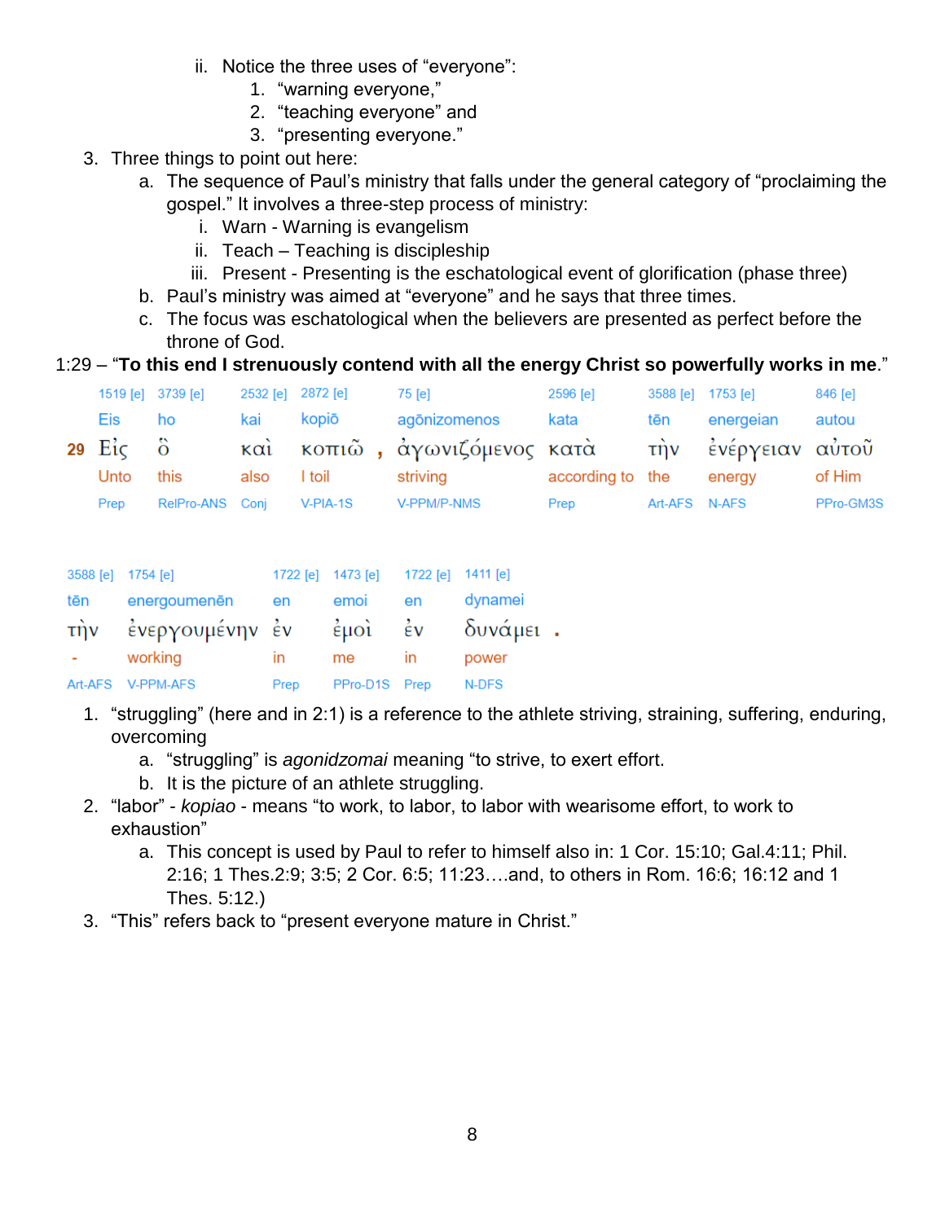ii. Notice the three uses of "everyone":
1. "warning everyone,"
2. "teaching everyone" and
3. "presenting everyone."

3. Three things to point out here:
   a. The sequence of Paul's ministry that falls under the general category of "proclaiming the gospel." It involves a three-step process of ministry:
      i. Warn - Warning is evangelism
      ii. Teach – Teaching is discipleship
      iii. Present - Presenting is the eschatological event of glorification (phase three)
   b. Paul's ministry was aimed at "everyone" and he says that three times.
   c. The focus was eschatological when the believers are presented as perfect before the throne of God.

1:29 – "**To this end I strenuously contend with all the energy Christ so powerfully works in me**."

| | | | | | | | | | |
|---|---|---|---|---|---|---|---|---|---|
| | 1519 [e] | 3739 [e] | 2532 [e] | 2872 [e] | 75 [e] | 2596 [e] | 3588 [e] | 1753 [e] | 846 [e] |
| | Eis | ho | kai | kopiō | agōnizomenos | kata | tēn | energeian | autou |
| 29 | Εἰς | ὃ | καὶ | κοπιῶ , | ἀγωνιζόμενος | κατὰ | τὴν | ἐνέργειαν | αὐτοῦ |
| | Unto | this | also | I toil | striving | according to | the | energy | of Him |
| | Prep | RelPro-ANS | Conj | V-PIA-1S | V-PPM/P-NMS | Prep | Art-AFS | N-AFS | PPro-GM3S |

| | | | | | |
|---|---|---|---|---|---|
| 3588 [e] | 1754 [e] | 1722 [e] | 1473 [e] | 1722 [e] | 1411 [e] |
| tēn | energoumenēn | en | emoi | en | dynamei |
| τὴν | ἐνεργουμένην | ἐν | ἐμοὶ | ἐν | δυνάμει . |
| - | working | in | me | in | power |
| Art-AFS | V-PPM-AFS | Prep | PPro-D1S | Prep | N-DFS |

1. "struggling" (here and in 2:1) is a reference to the athlete striving, straining, suffering, enduring, overcoming
   a. "struggling" is *agonidzomai* meaning "to strive, to exert effort.
   b. It is the picture of an athlete struggling.
2. "labor" - *kopiao* - means "to work, to labor, to labor with wearisome effort, to work to exhaustion"
   a. This concept is used by Paul to refer to himself also in: 1 Cor. 15:10; Gal.4:11; Phil. 2:16; 1 Thes.2:9; 3:5; 2 Cor. 6:5; 11:23….and, to others in Rom. 16:6; 16:12 and 1 Thes. 5:12.)
3. "This" refers back to "present everyone mature in Christ."